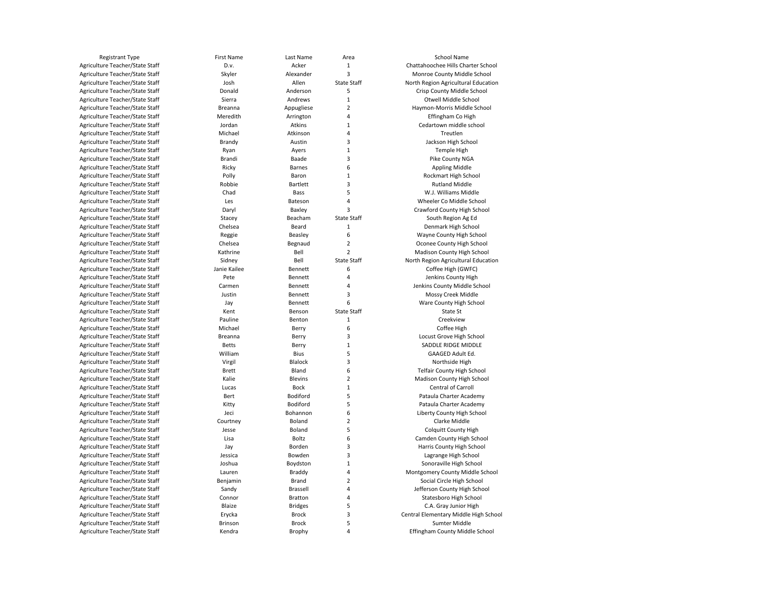| Registrant Type | First Name | Last Name | Area | School Name |
| --- | --- | --- | --- | --- |
| Agriculture Teacher/State Staff | D.v. | Acker | 1 | Chattahoochee Hills Charter School |
| Agriculture Teacher/State Staff | Skyler | Alexander | 3 | Monroe County Middle School |
| Agriculture Teacher/State Staff | Josh | Allen | State Staff | North Region Agricultural Education |
| Agriculture Teacher/State Staff | Donald | Anderson | 5 | Crisp County Middle School |
| Agriculture Teacher/State Staff | Sierra | Andrews | 1 | Otwell Middle School |
| Agriculture Teacher/State Staff | Breanna | Appugliese | 2 | Haymon-Morris Middle School |
| Agriculture Teacher/State Staff | Meredith | Arrington | 4 | Effingham Co High |
| Agriculture Teacher/State Staff | Jordan | Atkins | 1 | Cedartown middle school |
| Agriculture Teacher/State Staff | Michael | Atkinson | 4 | Treutlen |
| Agriculture Teacher/State Staff | Brandy | Austin | 3 | Jackson High School |
| Agriculture Teacher/State Staff | Ryan | Ayers | 1 | Temple High |
| Agriculture Teacher/State Staff | Brandi | Baade | 3 | Pike County NGA |
| Agriculture Teacher/State Staff | Ricky | Barnes | 6 | Appling Middle |
| Agriculture Teacher/State Staff | Polly | Baron | 1 | Rockmart High School |
| Agriculture Teacher/State Staff | Robbie | Bartlett | 3 | Rutland Middle |
| Agriculture Teacher/State Staff | Chad | Bass | 5 | W.J. Williams Middle |
| Agriculture Teacher/State Staff | Les | Bateson | 4 | Wheeler Co Middle School |
| Agriculture Teacher/State Staff | Daryl | Baxley | 3 | Crawford County High School |
| Agriculture Teacher/State Staff | Stacey | Beacham | State Staff | South Region Ag Ed |
| Agriculture Teacher/State Staff | Chelsea | Beard | 1 | Denmark High School |
| Agriculture Teacher/State Staff | Reggie | Beasley | 6 | Wayne County High School |
| Agriculture Teacher/State Staff | Chelsea | Begnaud | 2 | Oconee County High School |
| Agriculture Teacher/State Staff | Kathrine | Bell | 2 | Madison County High School |
| Agriculture Teacher/State Staff | Sidney | Bell | State Staff | North Region Agricultural Education |
| Agriculture Teacher/State Staff | Janie Kailee | Bennett | 6 | Coffee High (GWFC) |
| Agriculture Teacher/State Staff | Pete | Bennett | 4 | Jenkins County High |
| Agriculture Teacher/State Staff | Carmen | Bennett | 4 | Jenkins County Middle School |
| Agriculture Teacher/State Staff | Justin | Bennett | 3 | Mossy Creek Middle |
| Agriculture Teacher/State Staff | Jay | Bennett | 6 | Ware County High School |
| Agriculture Teacher/State Staff | Kent | Benson | State Staff | State St |
| Agriculture Teacher/State Staff | Pauline | Benton | 1 | Creekview |
| Agriculture Teacher/State Staff | Michael | Berry | 6 | Coffee High |
| Agriculture Teacher/State Staff | Breanna | Berry | 3 | Locust Grove High School |
| Agriculture Teacher/State Staff | Betts | Berry | 1 | SADDLE RIDGE MIDDLE |
| Agriculture Teacher/State Staff | William | Bius | 5 | GAAGED Adult Ed. |
| Agriculture Teacher/State Staff | Virgil | Blalock | 3 | Northside High |
| Agriculture Teacher/State Staff | Brett | Bland | 6 | Telfair County High School |
| Agriculture Teacher/State Staff | Kalie | Blevins | 2 | Madison County High School |
| Agriculture Teacher/State Staff | Lucas | Bock | 1 | Central of Carroll |
| Agriculture Teacher/State Staff | Bert | Bodiford | 5 | Pataula Charter Academy |
| Agriculture Teacher/State Staff | Kitty | Bodiford | 5 | Pataula Charter Academy |
| Agriculture Teacher/State Staff | Jeci | Bohannon | 6 | Liberty County High School |
| Agriculture Teacher/State Staff | Courtney | Boland | 2 | Clarke Middle |
| Agriculture Teacher/State Staff | Jesse | Boland | 5 | Colquitt County High |
| Agriculture Teacher/State Staff | Lisa | Boltz | 6 | Camden County High School |
| Agriculture Teacher/State Staff | Jay | Borden | 3 | Harris County High School |
| Agriculture Teacher/State Staff | Jessica | Bowden | 3 | Lagrange High School |
| Agriculture Teacher/State Staff | Joshua | Boydston | 1 | Sonoraville High School |
| Agriculture Teacher/State Staff | Lauren | Braddy | 4 | Montgomery County Middle School |
| Agriculture Teacher/State Staff | Benjamin | Brand | 2 | Social Circle High School |
| Agriculture Teacher/State Staff | Sandy | Brassell | 4 | Jefferson County High School |
| Agriculture Teacher/State Staff | Connor | Bratton | 4 | Statesboro High School |
| Agriculture Teacher/State Staff | Blaize | Bridges | 5 | C.A. Gray Junior High |
| Agriculture Teacher/State Staff | Erycka | Brock | 3 | Central Elementary Middle High School |
| Agriculture Teacher/State Staff | Brinson | Brock | 5 | Sumter Middle |
| Agriculture Teacher/State Staff | Kendra | Brophy | 4 | Effingham County Middle School |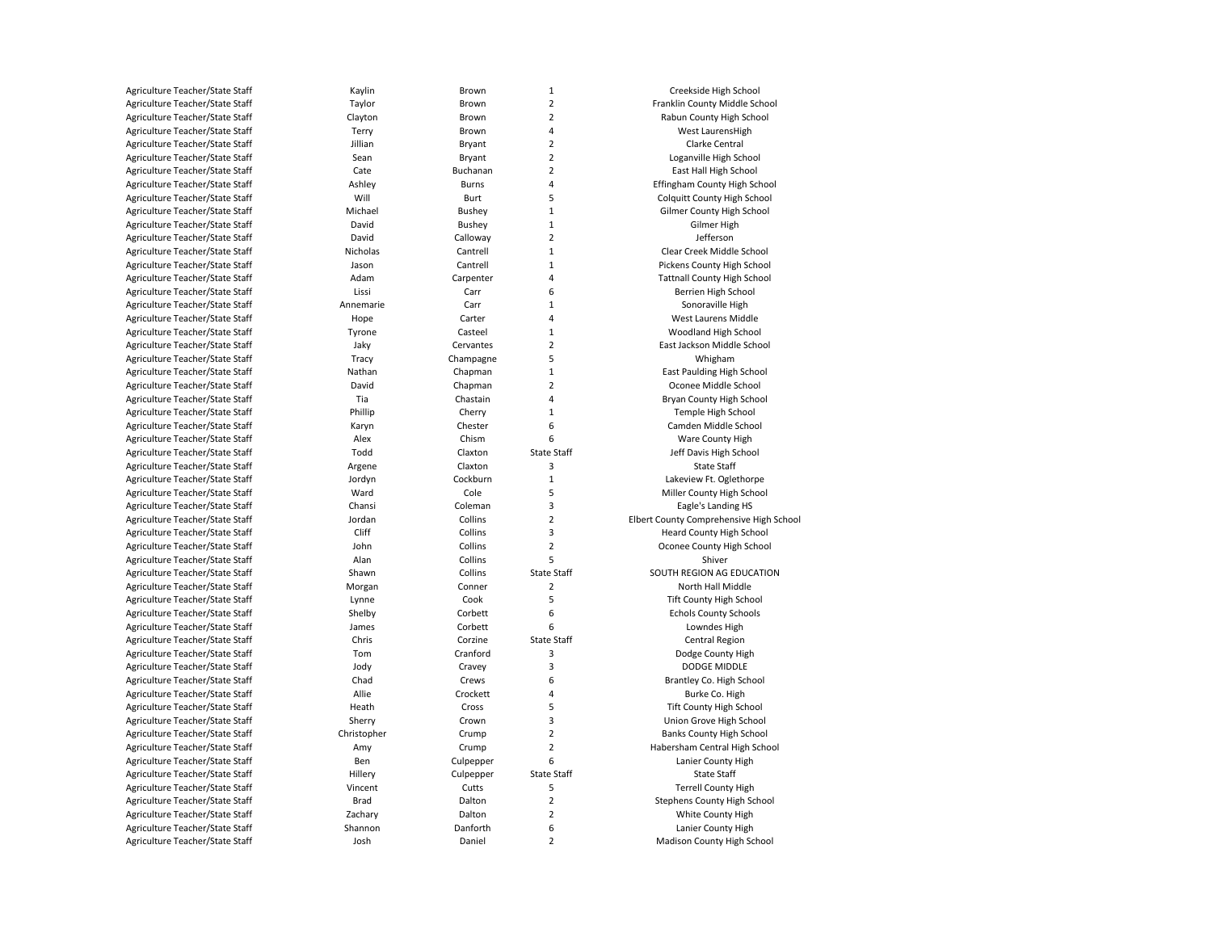| | | | | |
|---|---|---|---|---|
| Agriculture Teacher/State Staff | Kaylin | Brown | 1 | Creekside High School |
| Agriculture Teacher/State Staff | Taylor | Brown | 2 | Franklin County Middle School |
| Agriculture Teacher/State Staff | Clayton | Brown | 2 | Rabun County High School |
| Agriculture Teacher/State Staff | Terry | Brown | 4 | West LaurensHigh |
| Agriculture Teacher/State Staff | Jillian | Bryant | 2 | Clarke Central |
| Agriculture Teacher/State Staff | Sean | Bryant | 2 | Loganville High School |
| Agriculture Teacher/State Staff | Cate | Buchanan | 2 | East Hall High School |
| Agriculture Teacher/State Staff | Ashley | Burns | 4 | Effingham County High School |
| Agriculture Teacher/State Staff | Will | Burt | 5 | Colquitt County High School |
| Agriculture Teacher/State Staff | Michael | Bushey | 1 | Gilmer County High School |
| Agriculture Teacher/State Staff | David | Bushey | 1 | Gilmer High |
| Agriculture Teacher/State Staff | David | Calloway | 2 | Jefferson |
| Agriculture Teacher/State Staff | Nicholas | Cantrell | 1 | Clear Creek Middle School |
| Agriculture Teacher/State Staff | Jason | Cantrell | 1 | Pickens County High School |
| Agriculture Teacher/State Staff | Adam | Carpenter | 4 | Tattnall County High School |
| Agriculture Teacher/State Staff | Lissi | Carr | 6 | Berrien High School |
| Agriculture Teacher/State Staff | Annemarie | Carr | 1 | Sonoraville High |
| Agriculture Teacher/State Staff | Hope | Carter | 4 | West Laurens Middle |
| Agriculture Teacher/State Staff | Tyrone | Casteel | 1 | Woodland High School |
| Agriculture Teacher/State Staff | Jaky | Cervantes | 2 | East Jackson Middle School |
| Agriculture Teacher/State Staff | Tracy | Champagne | 5 | Whigham |
| Agriculture Teacher/State Staff | Nathan | Chapman | 1 | East Paulding High School |
| Agriculture Teacher/State Staff | David | Chapman | 2 | Oconee Middle School |
| Agriculture Teacher/State Staff | Tia | Chastain | 4 | Bryan County High School |
| Agriculture Teacher/State Staff | Phillip | Cherry | 1 | Temple High School |
| Agriculture Teacher/State Staff | Karyn | Chester | 6 | Camden Middle School |
| Agriculture Teacher/State Staff | Alex | Chism | 6 | Ware County High |
| Agriculture Teacher/State Staff | Todd | Claxton | State Staff | Jeff Davis High School |
| Agriculture Teacher/State Staff | Argene | Claxton | 3 | State Staff |
| Agriculture Teacher/State Staff | Jordyn | Cockburn | 1 | Lakeview Ft. Oglethorpe |
| Agriculture Teacher/State Staff | Ward | Cole | 5 | Miller County High School |
| Agriculture Teacher/State Staff | Chansi | Coleman | 3 | Eagle's Landing HS |
| Agriculture Teacher/State Staff | Jordan | Collins | 2 | Elbert County Comprehensive High School |
| Agriculture Teacher/State Staff | Cliff | Collins | 3 | Heard County High School |
| Agriculture Teacher/State Staff | John | Collins | 2 | Oconee County High School |
| Agriculture Teacher/State Staff | Alan | Collins | 5 | Shiver |
| Agriculture Teacher/State Staff | Shawn | Collins | State Staff | SOUTH REGION AG EDUCATION |
| Agriculture Teacher/State Staff | Morgan | Conner | 2 | North Hall Middle |
| Agriculture Teacher/State Staff | Lynne | Cook | 5 | Tift County High School |
| Agriculture Teacher/State Staff | Shelby | Corbett | 6 | Echols County Schools |
| Agriculture Teacher/State Staff | James | Corbett | 6 | Lowndes High |
| Agriculture Teacher/State Staff | Chris | Corzine | State Staff | Central Region |
| Agriculture Teacher/State Staff | Tom | Cranford | 3 | Dodge County High |
| Agriculture Teacher/State Staff | Jody | Cravey | 3 | DODGE MIDDLE |
| Agriculture Teacher/State Staff | Chad | Crews | 6 | Brantley Co. High School |
| Agriculture Teacher/State Staff | Allie | Crockett | 4 | Burke Co. High |
| Agriculture Teacher/State Staff | Heath | Cross | 5 | Tift County High School |
| Agriculture Teacher/State Staff | Sherry | Crown | 3 | Union Grove High School |
| Agriculture Teacher/State Staff | Christopher | Crump | 2 | Banks County High School |
| Agriculture Teacher/State Staff | Amy | Crump | 2 | Habersham Central High School |
| Agriculture Teacher/State Staff | Ben | Culpepper | 6 | Lanier County High |
| Agriculture Teacher/State Staff | Hillery | Culpepper | State Staff | State Staff |
| Agriculture Teacher/State Staff | Vincent | Cutts | 5 | Terrell County High |
| Agriculture Teacher/State Staff | Brad | Dalton | 2 | Stephens County High School |
| Agriculture Teacher/State Staff | Zachary | Dalton | 2 | White County High |
| Agriculture Teacher/State Staff | Shannon | Danforth | 6 | Lanier County High |
| Agriculture Teacher/State Staff | Josh | Daniel | 2 | Madison County High School |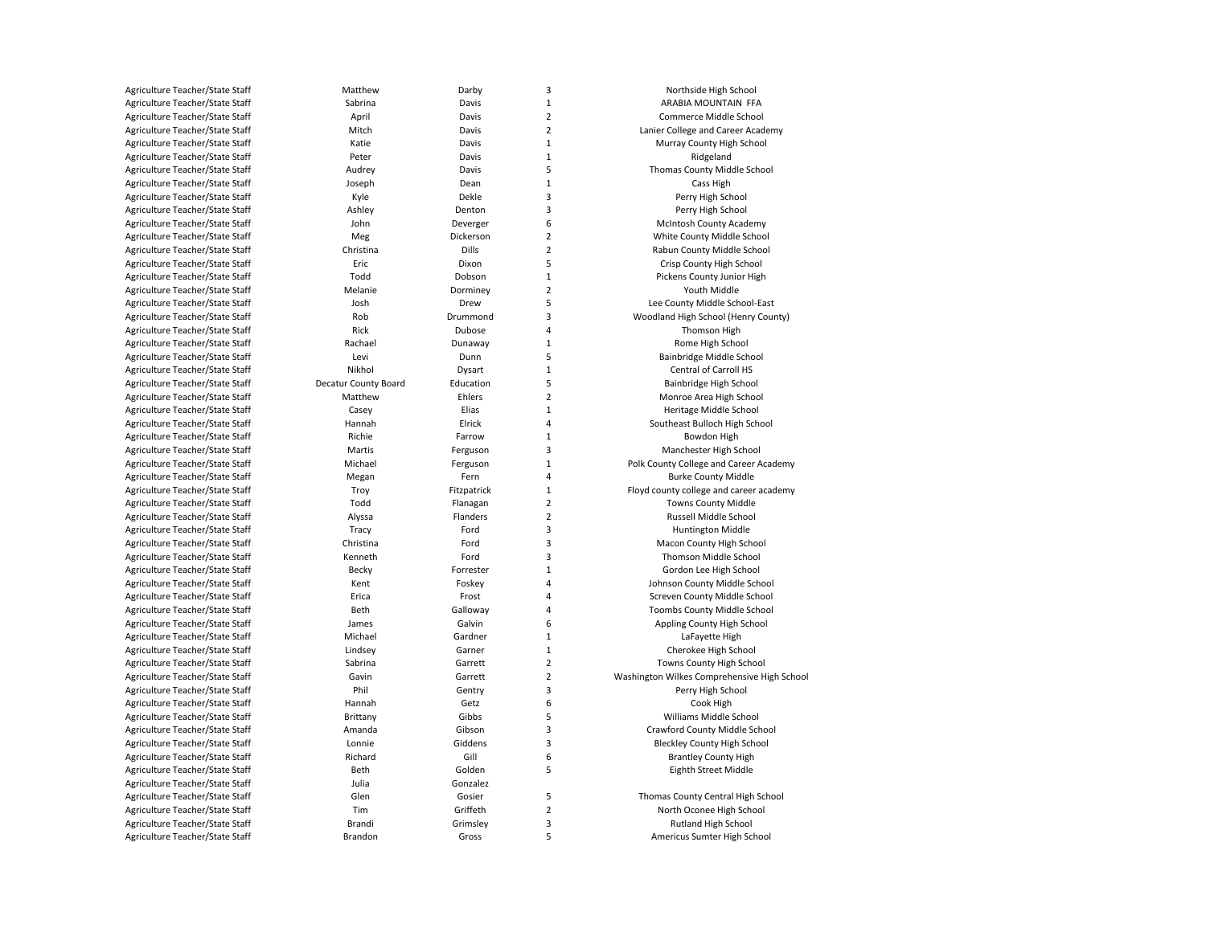| | | | | |
|---|---|---|---|---|
| Agriculture Teacher/State Staff | Matthew | Darby | 3 | Northside High School |
| Agriculture Teacher/State Staff | Sabrina | Davis | 1 | ARABIA MOUNTAIN FFA |
| Agriculture Teacher/State Staff | April | Davis | 2 | Commerce Middle School |
| Agriculture Teacher/State Staff | Mitch | Davis | 2 | Lanier College and Career Academy |
| Agriculture Teacher/State Staff | Katie | Davis | 1 | Murray County High School |
| Agriculture Teacher/State Staff | Peter | Davis | 1 | Ridgeland |
| Agriculture Teacher/State Staff | Audrey | Davis | 5 | Thomas County Middle School |
| Agriculture Teacher/State Staff | Joseph | Dean | 1 | Cass High |
| Agriculture Teacher/State Staff | Kyle | Dekle | 3 | Perry High School |
| Agriculture Teacher/State Staff | Ashley | Denton | 3 | Perry High School |
| Agriculture Teacher/State Staff | John | Deverger | 6 | McIntosh County Academy |
| Agriculture Teacher/State Staff | Meg | Dickerson | 2 | White County Middle School |
| Agriculture Teacher/State Staff | Christina | Dills | 2 | Rabun County Middle School |
| Agriculture Teacher/State Staff | Eric | Dixon | 5 | Crisp County High School |
| Agriculture Teacher/State Staff | Todd | Dobson | 1 | Pickens County Junior High |
| Agriculture Teacher/State Staff | Melanie | Dorminey | 2 | Youth Middle |
| Agriculture Teacher/State Staff | Josh | Drew | 5 | Lee County Middle School-East |
| Agriculture Teacher/State Staff | Rob | Drummond | 3 | Woodland High School (Henry County) |
| Agriculture Teacher/State Staff | Rick | Dubose | 4 | Thomson High |
| Agriculture Teacher/State Staff | Rachael | Dunaway | 1 | Rome High School |
| Agriculture Teacher/State Staff | Levi | Dunn | 5 | Bainbridge Middle School |
| Agriculture Teacher/State Staff | Nikhol | Dysart | 1 | Central of Carroll HS |
| Agriculture Teacher/State Staff | Decatur County Board | Education | 5 | Bainbridge High School |
| Agriculture Teacher/State Staff | Matthew | Ehlers | 2 | Monroe Area High School |
| Agriculture Teacher/State Staff | Casey | Elias | 1 | Heritage Middle School |
| Agriculture Teacher/State Staff | Hannah | Elrick | 4 | Southeast Bulloch High School |
| Agriculture Teacher/State Staff | Richie | Farrow | 1 | Bowdon High |
| Agriculture Teacher/State Staff | Martis | Ferguson | 3 | Manchester High School |
| Agriculture Teacher/State Staff | Michael | Ferguson | 1 | Polk County College and Career Academy |
| Agriculture Teacher/State Staff | Megan | Fern | 4 | Burke County Middle |
| Agriculture Teacher/State Staff | Troy | Fitzpatrick | 1 | Floyd county college and career academy |
| Agriculture Teacher/State Staff | Todd | Flanagan | 2 | Towns County Middle |
| Agriculture Teacher/State Staff | Alyssa | Flanders | 2 | Russell Middle School |
| Agriculture Teacher/State Staff | Tracy | Ford | 3 | Huntington Middle |
| Agriculture Teacher/State Staff | Christina | Ford | 3 | Macon County High School |
| Agriculture Teacher/State Staff | Kenneth | Ford | 3 | Thomson Middle School |
| Agriculture Teacher/State Staff | Becky | Forrester | 1 | Gordon Lee High School |
| Agriculture Teacher/State Staff | Kent | Foskey | 4 | Johnson County Middle School |
| Agriculture Teacher/State Staff | Erica | Frost | 4 | Screven County Middle School |
| Agriculture Teacher/State Staff | Beth | Galloway | 4 | Toombs County Middle School |
| Agriculture Teacher/State Staff | James | Galvin | 6 | Appling County High School |
| Agriculture Teacher/State Staff | Michael | Gardner | 1 | LaFayette High |
| Agriculture Teacher/State Staff | Lindsey | Garner | 1 | Cherokee High School |
| Agriculture Teacher/State Staff | Sabrina | Garrett | 2 | Towns County High School |
| Agriculture Teacher/State Staff | Gavin | Garrett | 2 | Washington Wilkes Comprehensive High School |
| Agriculture Teacher/State Staff | Phil | Gentry | 3 | Perry High School |
| Agriculture Teacher/State Staff | Hannah | Getz | 6 | Cook High |
| Agriculture Teacher/State Staff | Brittany | Gibbs | 5 | Williams Middle School |
| Agriculture Teacher/State Staff | Amanda | Gibson | 3 | Crawford County Middle School |
| Agriculture Teacher/State Staff | Lonnie | Giddens | 3 | Bleckley County High School |
| Agriculture Teacher/State Staff | Richard | Gill | 6 | Brantley County High |
| Agriculture Teacher/State Staff | Beth | Golden | 5 | Eighth Street Middle |
| Agriculture Teacher/State Staff | Julia | Gonzalez | | |
| Agriculture Teacher/State Staff | Glen | Gosier | 5 | Thomas County Central High School |
| Agriculture Teacher/State Staff | Tim | Griffeth | 2 | North Oconee High School |
| Agriculture Teacher/State Staff | Brandi | Grimsley | 3 | Rutland High School |
| Agriculture Teacher/State Staff | Brandon | Gross | 5 | Americus Sumter High School |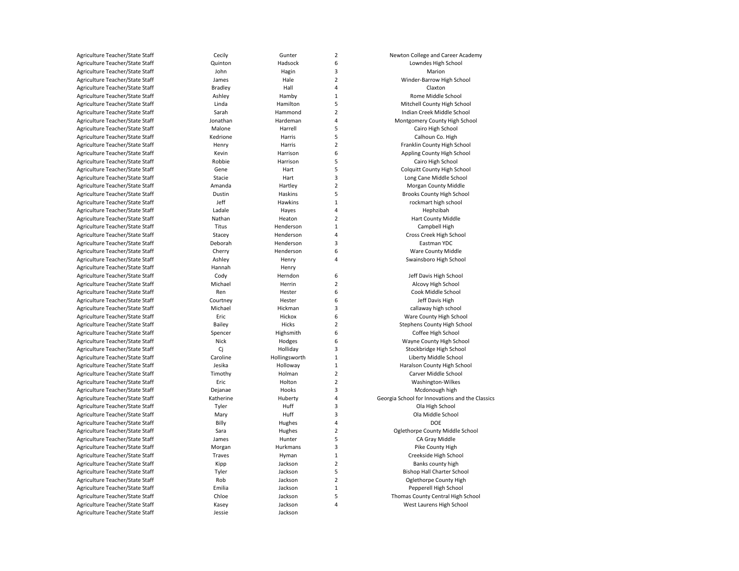| | | | | |
|---|---|---|---|---|
| Agriculture Teacher/State Staff | Cecily | Gunter | 2 | Newton College and Career Academy |
| Agriculture Teacher/State Staff | Quinton | Hadsock | 6 | Lowndes High School |
| Agriculture Teacher/State Staff | John | Hagin | 3 | Marion |
| Agriculture Teacher/State Staff | James | Hale | 2 | Winder-Barrow High School |
| Agriculture Teacher/State Staff | Bradley | Hall | 4 | Claxton |
| Agriculture Teacher/State Staff | Ashley | Hamby | 1 | Rome Middle School |
| Agriculture Teacher/State Staff | Linda | Hamilton | 5 | Mitchell County High School |
| Agriculture Teacher/State Staff | Sarah | Hammond | 2 | Indian Creek Middle School |
| Agriculture Teacher/State Staff | Jonathan | Hardeman | 4 | Montgomery County High School |
| Agriculture Teacher/State Staff | Malone | Harrell | 5 | Cairo High School |
| Agriculture Teacher/State Staff | Kedrione | Harris | 5 | Calhoun Co. High |
| Agriculture Teacher/State Staff | Henry | Harris | 2 | Franklin County High School |
| Agriculture Teacher/State Staff | Kevin | Harrison | 6 | Appling County High School |
| Agriculture Teacher/State Staff | Robbie | Harrison | 5 | Cairo High School |
| Agriculture Teacher/State Staff | Gene | Hart | 5 | Colquitt County High School |
| Agriculture Teacher/State Staff | Stacie | Hart | 3 | Long Cane Middle School |
| Agriculture Teacher/State Staff | Amanda | Hartley | 2 | Morgan County Middle |
| Agriculture Teacher/State Staff | Dustin | Haskins | 5 | Brooks County High School |
| Agriculture Teacher/State Staff | Jeff | Hawkins | 1 | rockmart high school |
| Agriculture Teacher/State Staff | Ladale | Hayes | 4 | Hephzibah |
| Agriculture Teacher/State Staff | Nathan | Heaton | 2 | Hart County Middle |
| Agriculture Teacher/State Staff | Titus | Henderson | 1 | Campbell High |
| Agriculture Teacher/State Staff | Stacey | Henderson | 4 | Cross Creek High School |
| Agriculture Teacher/State Staff | Deborah | Henderson | 3 | Eastman YDC |
| Agriculture Teacher/State Staff | Cherry | Henderson | 6 | Ware County Middle |
| Agriculture Teacher/State Staff | Ashley | Henry | 4 | Swainsboro High School |
| Agriculture Teacher/State Staff | Hannah | Henry | | |
| Agriculture Teacher/State Staff | Cody | Herndon | 6 | Jeff Davis High School |
| Agriculture Teacher/State Staff | Michael | Herrin | 2 | Alcovy High School |
| Agriculture Teacher/State Staff | Ren | Hester | 6 | Cook Middle School |
| Agriculture Teacher/State Staff | Courtney | Hester | 6 | Jeff Davis High |
| Agriculture Teacher/State Staff | Michael | Hickman | 3 | callaway high school |
| Agriculture Teacher/State Staff | Eric | Hickox | 6 | Ware County High School |
| Agriculture Teacher/State Staff | Bailey | Hicks | 2 | Stephens County High School |
| Agriculture Teacher/State Staff | Spencer | Highsmith | 6 | Coffee High School |
| Agriculture Teacher/State Staff | Nick | Hodges | 6 | Wayne County High School |
| Agriculture Teacher/State Staff | Cj | Holliday | 3 | Stockbridge High School |
| Agriculture Teacher/State Staff | Caroline | Hollingsworth | 1 | Liberty Middle School |
| Agriculture Teacher/State Staff | Jesika | Holloway | 1 | Haralson County High School |
| Agriculture Teacher/State Staff | Timothy | Holman | 2 | Carver Middle School |
| Agriculture Teacher/State Staff | Eric | Holton | 2 | Washington-Wilkes |
| Agriculture Teacher/State Staff | Dejanae | Hooks | 3 | Mcdonough high |
| Agriculture Teacher/State Staff | Katherine | Huberty | 4 | Georgia School for Innovations and the Classics |
| Agriculture Teacher/State Staff | Tyler | Huff | 3 | Ola High School |
| Agriculture Teacher/State Staff | Mary | Huff | 3 | Ola Middle School |
| Agriculture Teacher/State Staff | Billy | Hughes | 4 | DOE |
| Agriculture Teacher/State Staff | Sara | Hughes | 2 | Oglethorpe County Middle School |
| Agriculture Teacher/State Staff | James | Hunter | 5 | CA Gray Middle |
| Agriculture Teacher/State Staff | Morgan | Hurkmans | 3 | Pike County High |
| Agriculture Teacher/State Staff | Traves | Hyman | 1 | Creekside High School |
| Agriculture Teacher/State Staff | Kipp | Jackson | 2 | Banks county high |
| Agriculture Teacher/State Staff | Tyler | Jackson | 5 | Bishop Hall Charter School |
| Agriculture Teacher/State Staff | Rob | Jackson | 2 | Oglethorpe County High |
| Agriculture Teacher/State Staff | Emilia | Jackson | 1 | Pepperell High School |
| Agriculture Teacher/State Staff | Chloe | Jackson | 5 | Thomas County Central High School |
| Agriculture Teacher/State Staff | Kasey | Jackson | 4 | West Laurens High School |
| Agriculture Teacher/State Staff | Jessie | Jackson | | |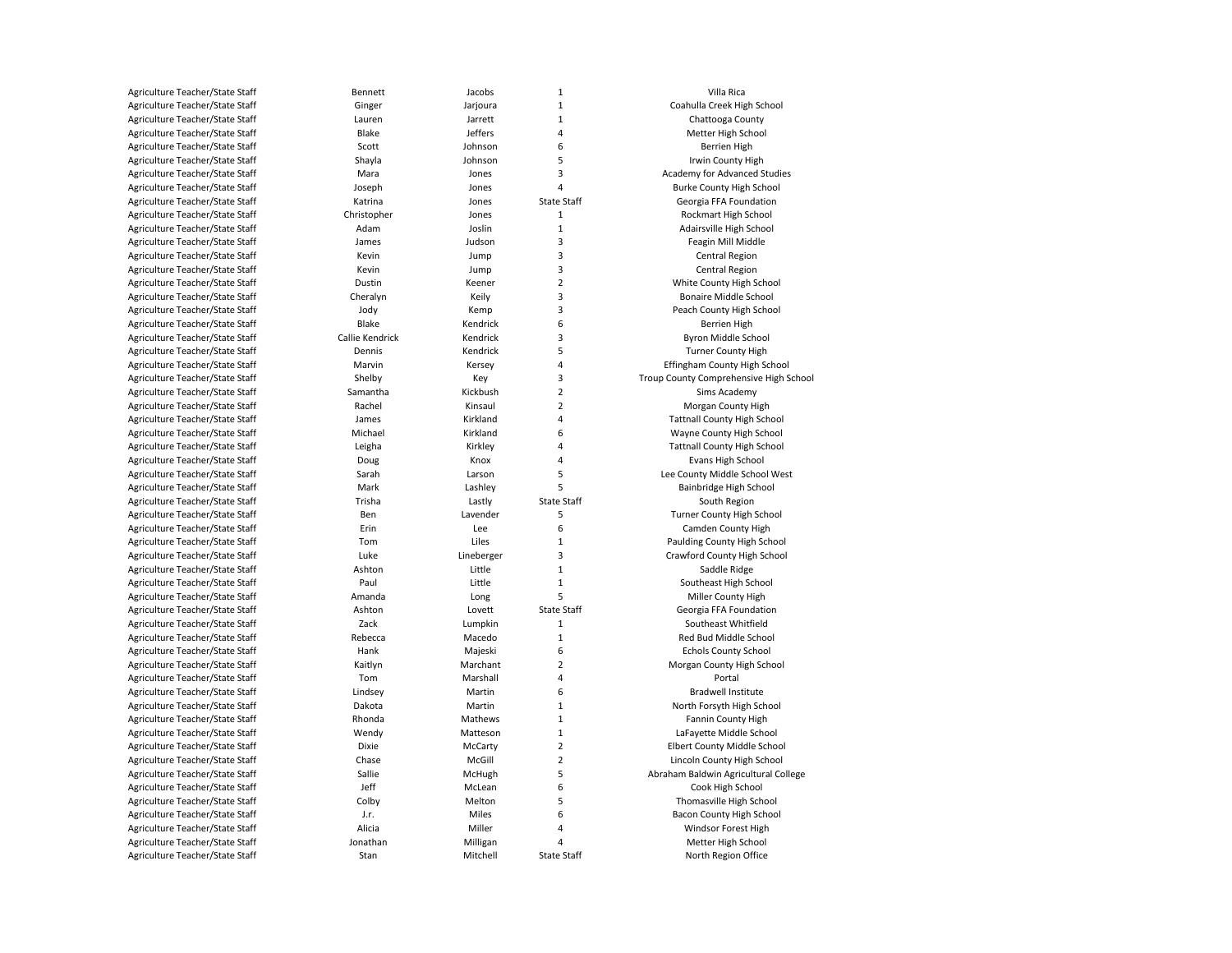| | | | | |
|---|---|---|---|---|
| Agriculture Teacher/State Staff | Bennett | Jacobs | 1 | Villa Rica |
| Agriculture Teacher/State Staff | Ginger | Jarjoura | 1 | Coahulla Creek High School |
| Agriculture Teacher/State Staff | Lauren | Jarrett | 1 | Chattooga County |
| Agriculture Teacher/State Staff | Blake | Jeffers | 4 | Metter High School |
| Agriculture Teacher/State Staff | Scott | Johnson | 6 | Berrien High |
| Agriculture Teacher/State Staff | Shayla | Johnson | 5 | Irwin County High |
| Agriculture Teacher/State Staff | Mara | Jones | 3 | Academy for Advanced Studies |
| Agriculture Teacher/State Staff | Joseph | Jones | 4 | Burke County High School |
| Agriculture Teacher/State Staff | Katrina | Jones | State Staff | Georgia FFA Foundation |
| Agriculture Teacher/State Staff | Christopher | Jones | 1 | Rockmart High School |
| Agriculture Teacher/State Staff | Adam | Joslin | 1 | Adairsville High School |
| Agriculture Teacher/State Staff | James | Judson | 3 | Feagin Mill Middle |
| Agriculture Teacher/State Staff | Kevin | Jump | 3 | Central Region |
| Agriculture Teacher/State Staff | Kevin | Jump | 3 | Central Region |
| Agriculture Teacher/State Staff | Dustin | Keener | 2 | White County High School |
| Agriculture Teacher/State Staff | Cheralyn | Keily | 3 | Bonaire Middle School |
| Agriculture Teacher/State Staff | Jody | Kemp | 3 | Peach County High School |
| Agriculture Teacher/State Staff | Blake | Kendrick | 6 | Berrien High |
| Agriculture Teacher/State Staff | Callie Kendrick | Kendrick | 3 | Byron Middle School |
| Agriculture Teacher/State Staff | Dennis | Kendrick | 5 | Turner County High |
| Agriculture Teacher/State Staff | Marvin | Kersey | 4 | Effingham County High School |
| Agriculture Teacher/State Staff | Shelby | Key | 3 | Troup County Comprehensive High School |
| Agriculture Teacher/State Staff | Samantha | Kickbush | 2 | Sims Academy |
| Agriculture Teacher/State Staff | Rachel | Kinsaul | 2 | Morgan County High |
| Agriculture Teacher/State Staff | James | Kirkland | 4 | Tattnall County High School |
| Agriculture Teacher/State Staff | Michael | Kirkland | 6 | Wayne County High School |
| Agriculture Teacher/State Staff | Leigha | Kirkley | 4 | Tattnall County High School |
| Agriculture Teacher/State Staff | Doug | Knox | 4 | Evans High School |
| Agriculture Teacher/State Staff | Sarah | Larson | 5 | Lee County Middle School West |
| Agriculture Teacher/State Staff | Mark | Lashley | 5 | Bainbridge High School |
| Agriculture Teacher/State Staff | Trisha | Lastly | State Staff | South Region |
| Agriculture Teacher/State Staff | Ben | Lavender | 5 | Turner County High School |
| Agriculture Teacher/State Staff | Erin | Lee | 6 | Camden County High |
| Agriculture Teacher/State Staff | Tom | Liles | 1 | Paulding County High School |
| Agriculture Teacher/State Staff | Luke | Lineberger | 3 | Crawford County High School |
| Agriculture Teacher/State Staff | Ashton | Little | 1 | Saddle Ridge |
| Agriculture Teacher/State Staff | Paul | Little | 1 | Southeast High School |
| Agriculture Teacher/State Staff | Amanda | Long | 5 | Miller County High |
| Agriculture Teacher/State Staff | Ashton | Lovett | State Staff | Georgia FFA Foundation |
| Agriculture Teacher/State Staff | Zack | Lumpkin | 1 | Southeast Whitfield |
| Agriculture Teacher/State Staff | Rebecca | Macedo | 1 | Red Bud Middle School |
| Agriculture Teacher/State Staff | Hank | Majeski | 6 | Echols County School |
| Agriculture Teacher/State Staff | Kaitlyn | Marchant | 2 | Morgan County High School |
| Agriculture Teacher/State Staff | Tom | Marshall | 4 | Portal |
| Agriculture Teacher/State Staff | Lindsey | Martin | 6 | Bradwell Institute |
| Agriculture Teacher/State Staff | Dakota | Martin | 1 | North Forsyth High School |
| Agriculture Teacher/State Staff | Rhonda | Mathews | 1 | Fannin County High |
| Agriculture Teacher/State Staff | Wendy | Matteson | 1 | LaFayette Middle School |
| Agriculture Teacher/State Staff | Dixie | McCarty | 2 | Elbert County Middle School |
| Agriculture Teacher/State Staff | Chase | McGill | 2 | Lincoln County High School |
| Agriculture Teacher/State Staff | Sallie | McHugh | 5 | Abraham Baldwin Agricultural College |
| Agriculture Teacher/State Staff | Jeff | McLean | 6 | Cook High School |
| Agriculture Teacher/State Staff | Colby | Melton | 5 | Thomasville High School |
| Agriculture Teacher/State Staff | J.r. | Miles | 6 | Bacon County High School |
| Agriculture Teacher/State Staff | Alicia | Miller | 4 | Windsor Forest High |
| Agriculture Teacher/State Staff | Jonathan | Milligan | 4 | Metter High School |
| Agriculture Teacher/State Staff | Stan | Mitchell | State Staff | North Region Office |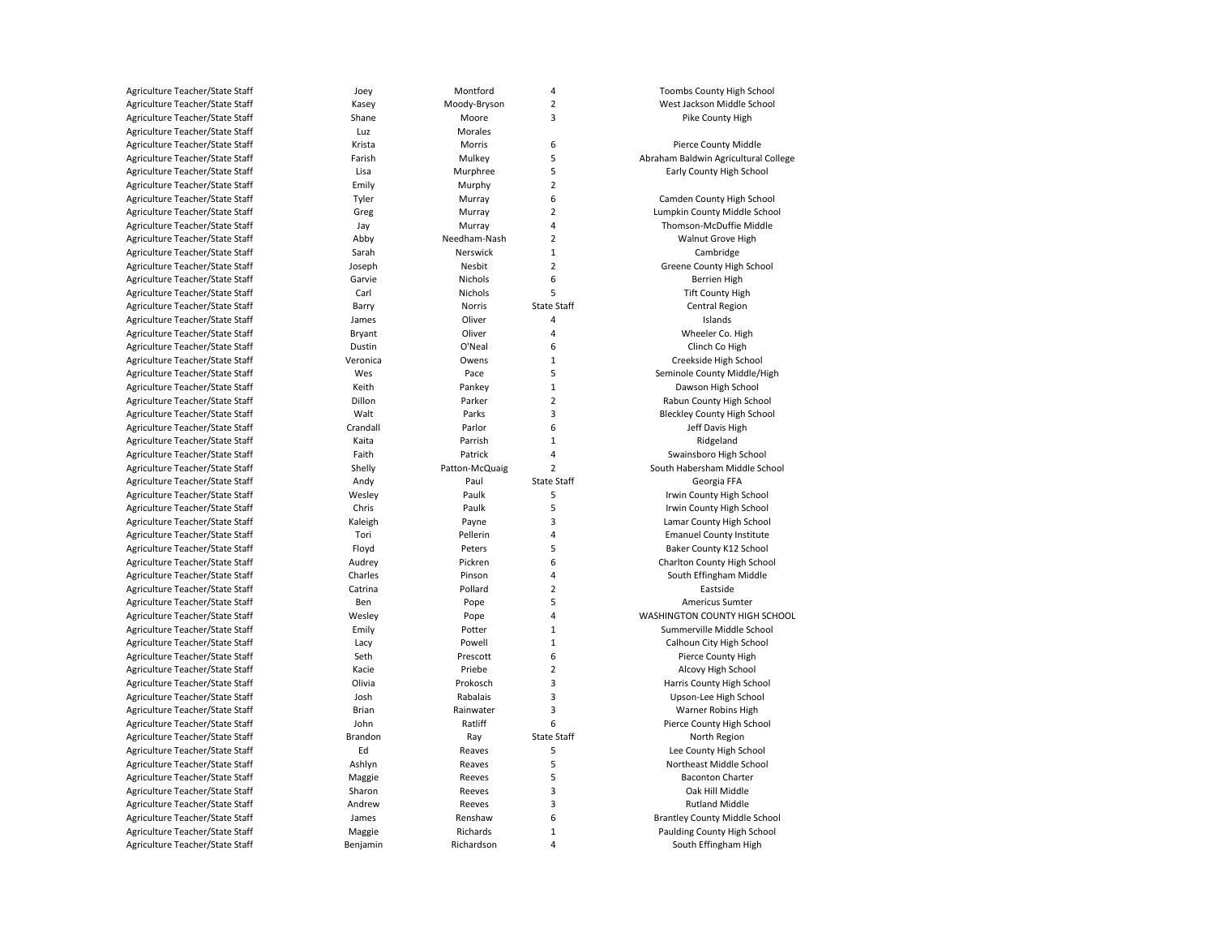| | | | | |
|---|---|---|---|---|
| Agriculture Teacher/State Staff | Joey | Montford | 4 | Toombs County High School |
| Agriculture Teacher/State Staff | Kasey | Moody-Bryson | 2 | West Jackson Middle School |
| Agriculture Teacher/State Staff | Shane | Moore | 3 | Pike County High |
| Agriculture Teacher/State Staff | Luz | Morales | | |
| Agriculture Teacher/State Staff | Krista | Morris | 6 | Pierce County Middle |
| Agriculture Teacher/State Staff | Farish | Mulkey | 5 | Abraham Baldwin Agricultural College |
| Agriculture Teacher/State Staff | Lisa | Murphree | 5 | Early County High School |
| Agriculture Teacher/State Staff | Emily | Murphy | 2 | |
| Agriculture Teacher/State Staff | Tyler | Murray | 6 | Camden County High School |
| Agriculture Teacher/State Staff | Greg | Murray | 2 | Lumpkin County Middle School |
| Agriculture Teacher/State Staff | Jay | Murray | 4 | Thomson-McDuffie Middle |
| Agriculture Teacher/State Staff | Abby | Needham-Nash | 2 | Walnut Grove High |
| Agriculture Teacher/State Staff | Sarah | Nerswick | 1 | Cambridge |
| Agriculture Teacher/State Staff | Joseph | Nesbit | 2 | Greene County High School |
| Agriculture Teacher/State Staff | Garvie | Nichols | 6 | Berrien High |
| Agriculture Teacher/State Staff | Carl | Nichols | 5 | Tift County High |
| Agriculture Teacher/State Staff | Barry | Norris | State Staff | Central Region |
| Agriculture Teacher/State Staff | James | Oliver | 4 | Islands |
| Agriculture Teacher/State Staff | Bryant | Oliver | 4 | Wheeler Co. High |
| Agriculture Teacher/State Staff | Dustin | O'Neal | 6 | Clinch Co High |
| Agriculture Teacher/State Staff | Veronica | Owens | 1 | Creekside High School |
| Agriculture Teacher/State Staff | Wes | Pace | 5 | Seminole County Middle/High |
| Agriculture Teacher/State Staff | Keith | Pankey | 1 | Dawson High School |
| Agriculture Teacher/State Staff | Dillon | Parker | 2 | Rabun County High School |
| Agriculture Teacher/State Staff | Walt | Parks | 3 | Bleckley County High School |
| Agriculture Teacher/State Staff | Crandall | Parlor | 6 | Jeff Davis High |
| Agriculture Teacher/State Staff | Kaita | Parrish | 1 | Ridgeland |
| Agriculture Teacher/State Staff | Faith | Patrick | 4 | Swainsboro High School |
| Agriculture Teacher/State Staff | Shelly | Patton-McQuaig | 2 | South Habersham Middle School |
| Agriculture Teacher/State Staff | Andy | Paul | State Staff | Georgia FFA |
| Agriculture Teacher/State Staff | Wesley | Paulk | 5 | Irwin County High School |
| Agriculture Teacher/State Staff | Chris | Paulk | 5 | Irwin County High School |
| Agriculture Teacher/State Staff | Kaleigh | Payne | 3 | Lamar County High School |
| Agriculture Teacher/State Staff | Tori | Pellerin | 4 | Emanuel County Institute |
| Agriculture Teacher/State Staff | Floyd | Peters | 5 | Baker County K12 School |
| Agriculture Teacher/State Staff | Audrey | Pickren | 6 | Charlton County High School |
| Agriculture Teacher/State Staff | Charles | Pinson | 4 | South Effingham Middle |
| Agriculture Teacher/State Staff | Catrina | Pollard | 2 | Eastside |
| Agriculture Teacher/State Staff | Ben | Pope | 5 | Americus Sumter |
| Agriculture Teacher/State Staff | Wesley | Pope | 4 | WASHINGTON COUNTY HIGH SCHOOL |
| Agriculture Teacher/State Staff | Emily | Potter | 1 | Summerville Middle School |
| Agriculture Teacher/State Staff | Lacy | Powell | 1 | Calhoun City High School |
| Agriculture Teacher/State Staff | Seth | Prescott | 6 | Pierce County High |
| Agriculture Teacher/State Staff | Kacie | Priebe | 2 | Alcovy High School |
| Agriculture Teacher/State Staff | Olivia | Prokosch | 3 | Harris County High School |
| Agriculture Teacher/State Staff | Josh | Rabalais | 3 | Upson-Lee High School |
| Agriculture Teacher/State Staff | Brian | Rainwater | 3 | Warner Robins High |
| Agriculture Teacher/State Staff | John | Ratliff | 6 | Pierce County High School |
| Agriculture Teacher/State Staff | Brandon | Ray | State Staff | North Region |
| Agriculture Teacher/State Staff | Ed | Reaves | 5 | Lee County High School |
| Agriculture Teacher/State Staff | Ashlyn | Reaves | 5 | Northeast Middle School |
| Agriculture Teacher/State Staff | Maggie | Reeves | 5 | Baconton Charter |
| Agriculture Teacher/State Staff | Sharon | Reeves | 3 | Oak Hill Middle |
| Agriculture Teacher/State Staff | Andrew | Reeves | 3 | Rutland Middle |
| Agriculture Teacher/State Staff | James | Renshaw | 6 | Brantley County Middle School |
| Agriculture Teacher/State Staff | Maggie | Richards | 1 | Paulding County High School |
| Agriculture Teacher/State Staff | Benjamin | Richardson | 4 | South Effingham High |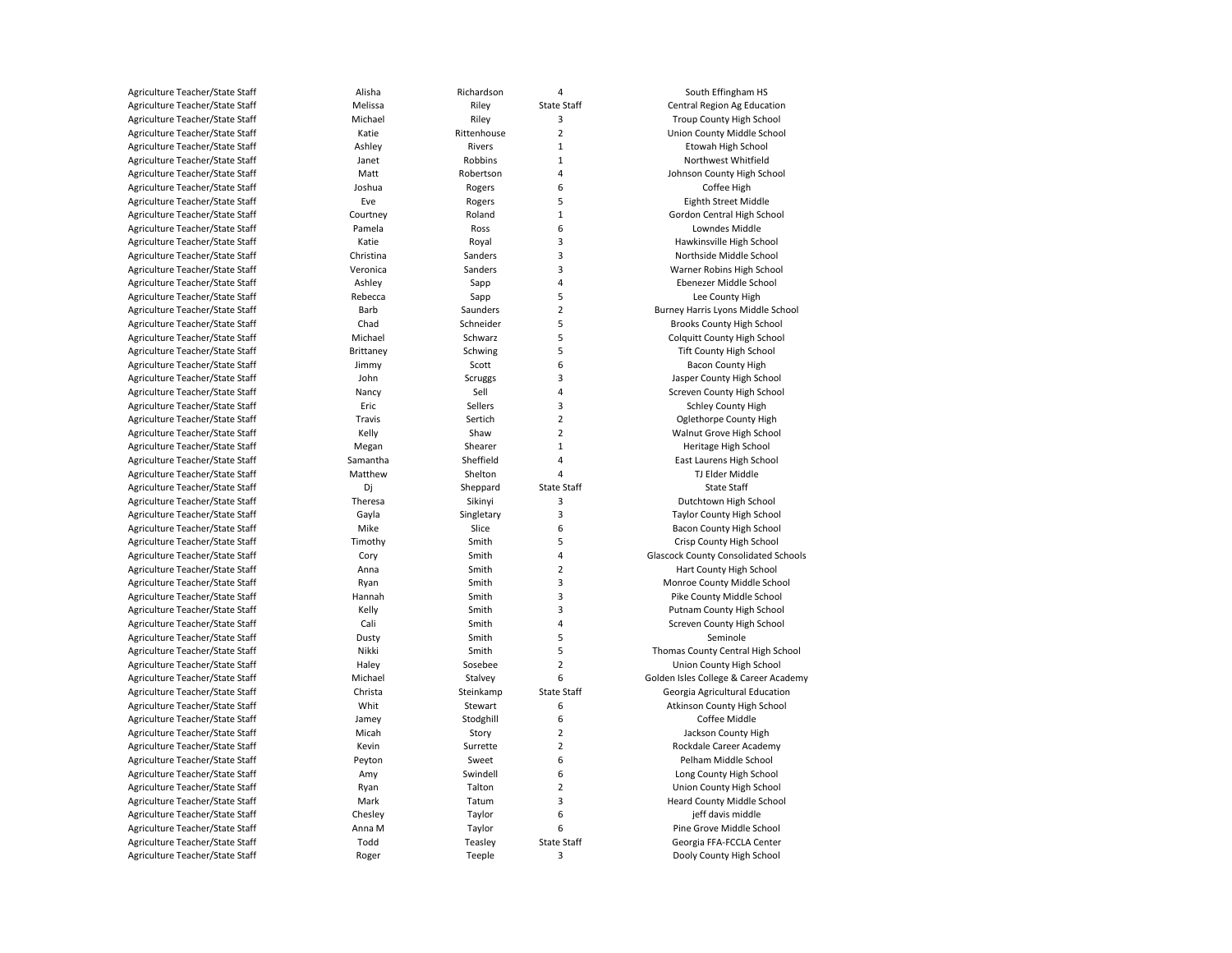| | | | | |
|---|---|---|---|---|
| Agriculture Teacher/State Staff | Alisha | Richardson | 4 | South Effingham HS |
| Agriculture Teacher/State Staff | Melissa | Riley | State Staff | Central Region Ag Education |
| Agriculture Teacher/State Staff | Michael | Riley | 3 | Troup County High School |
| Agriculture Teacher/State Staff | Katie | Rittenhouse | 2 | Union County Middle School |
| Agriculture Teacher/State Staff | Ashley | Rivers | 1 | Etowah High School |
| Agriculture Teacher/State Staff | Janet | Robbins | 1 | Northwest Whitfield |
| Agriculture Teacher/State Staff | Matt | Robertson | 4 | Johnson County High School |
| Agriculture Teacher/State Staff | Joshua | Rogers | 6 | Coffee High |
| Agriculture Teacher/State Staff | Eve | Rogers | 5 | Eighth Street Middle |
| Agriculture Teacher/State Staff | Courtney | Roland | 1 | Gordon Central High School |
| Agriculture Teacher/State Staff | Pamela | Ross | 6 | Lowndes Middle |
| Agriculture Teacher/State Staff | Katie | Royal | 3 | Hawkinsville High School |
| Agriculture Teacher/State Staff | Christina | Sanders | 3 | Northside Middle School |
| Agriculture Teacher/State Staff | Veronica | Sanders | 3 | Warner Robins High School |
| Agriculture Teacher/State Staff | Ashley | Sapp | 4 | Ebenezer Middle School |
| Agriculture Teacher/State Staff | Rebecca | Sapp | 5 | Lee County High |
| Agriculture Teacher/State Staff | Barb | Saunders | 2 | Burney Harris Lyons Middle School |
| Agriculture Teacher/State Staff | Chad | Schneider | 5 | Brooks County High School |
| Agriculture Teacher/State Staff | Michael | Schwarz | 5 | Colquitt County High School |
| Agriculture Teacher/State Staff | Brittaney | Schwing | 5 | Tift County High School |
| Agriculture Teacher/State Staff | Jimmy | Scott | 6 | Bacon County High |
| Agriculture Teacher/State Staff | John | Scruggs | 3 | Jasper County High School |
| Agriculture Teacher/State Staff | Nancy | Sell | 4 | Screven County High School |
| Agriculture Teacher/State Staff | Eric | Sellers | 3 | Schley County High |
| Agriculture Teacher/State Staff | Travis | Sertich | 2 | Oglethorpe County High |
| Agriculture Teacher/State Staff | Kelly | Shaw | 2 | Walnut Grove High School |
| Agriculture Teacher/State Staff | Megan | Shearer | 1 | Heritage High School |
| Agriculture Teacher/State Staff | Samantha | Sheffield | 4 | East Laurens High School |
| Agriculture Teacher/State Staff | Matthew | Shelton | 4 | TJ Elder Middle |
| Agriculture Teacher/State Staff | Dj | Sheppard | State Staff | State Staff |
| Agriculture Teacher/State Staff | Theresa | Sikinyi | 3 | Dutchtown High School |
| Agriculture Teacher/State Staff | Gayla | Singletary | 3 | Taylor County High School |
| Agriculture Teacher/State Staff | Mike | Slice | 6 | Bacon County High School |
| Agriculture Teacher/State Staff | Timothy | Smith | 5 | Crisp County High School |
| Agriculture Teacher/State Staff | Cory | Smith | 4 | Glascock County Consolidated Schools |
| Agriculture Teacher/State Staff | Anna | Smith | 2 | Hart County High School |
| Agriculture Teacher/State Staff | Ryan | Smith | 3 | Monroe County Middle School |
| Agriculture Teacher/State Staff | Hannah | Smith | 3 | Pike County Middle School |
| Agriculture Teacher/State Staff | Kelly | Smith | 3 | Putnam County High School |
| Agriculture Teacher/State Staff | Cali | Smith | 4 | Screven County High School |
| Agriculture Teacher/State Staff | Dusty | Smith | 5 | Seminole |
| Agriculture Teacher/State Staff | Nikki | Smith | 5 | Thomas County Central High School |
| Agriculture Teacher/State Staff | Haley | Sosebee | 2 | Union County High School |
| Agriculture Teacher/State Staff | Michael | Stalvey | 6 | Golden Isles College & Career Academy |
| Agriculture Teacher/State Staff | Christa | Steinkamp | State Staff | Georgia Agricultural Education |
| Agriculture Teacher/State Staff | Whit | Stewart | 6 | Atkinson County High School |
| Agriculture Teacher/State Staff | Jamey | Stodghill | 6 | Coffee Middle |
| Agriculture Teacher/State Staff | Micah | Story | 2 | Jackson County High |
| Agriculture Teacher/State Staff | Kevin | Surrette | 2 | Rockdale Career Academy |
| Agriculture Teacher/State Staff | Peyton | Sweet | 6 | Pelham Middle School |
| Agriculture Teacher/State Staff | Amy | Swindell | 6 | Long County High School |
| Agriculture Teacher/State Staff | Ryan | Talton | 2 | Union County High School |
| Agriculture Teacher/State Staff | Mark | Tatum | 3 | Heard County Middle School |
| Agriculture Teacher/State Staff | Chesley | Taylor | 6 | jeff davis middle |
| Agriculture Teacher/State Staff | Anna M | Taylor | 6 | Pine Grove Middle School |
| Agriculture Teacher/State Staff | Todd | Teasley | State Staff | Georgia FFA-FCCLA Center |
| Agriculture Teacher/State Staff | Roger | Teeple | 3 | Dooly County High School |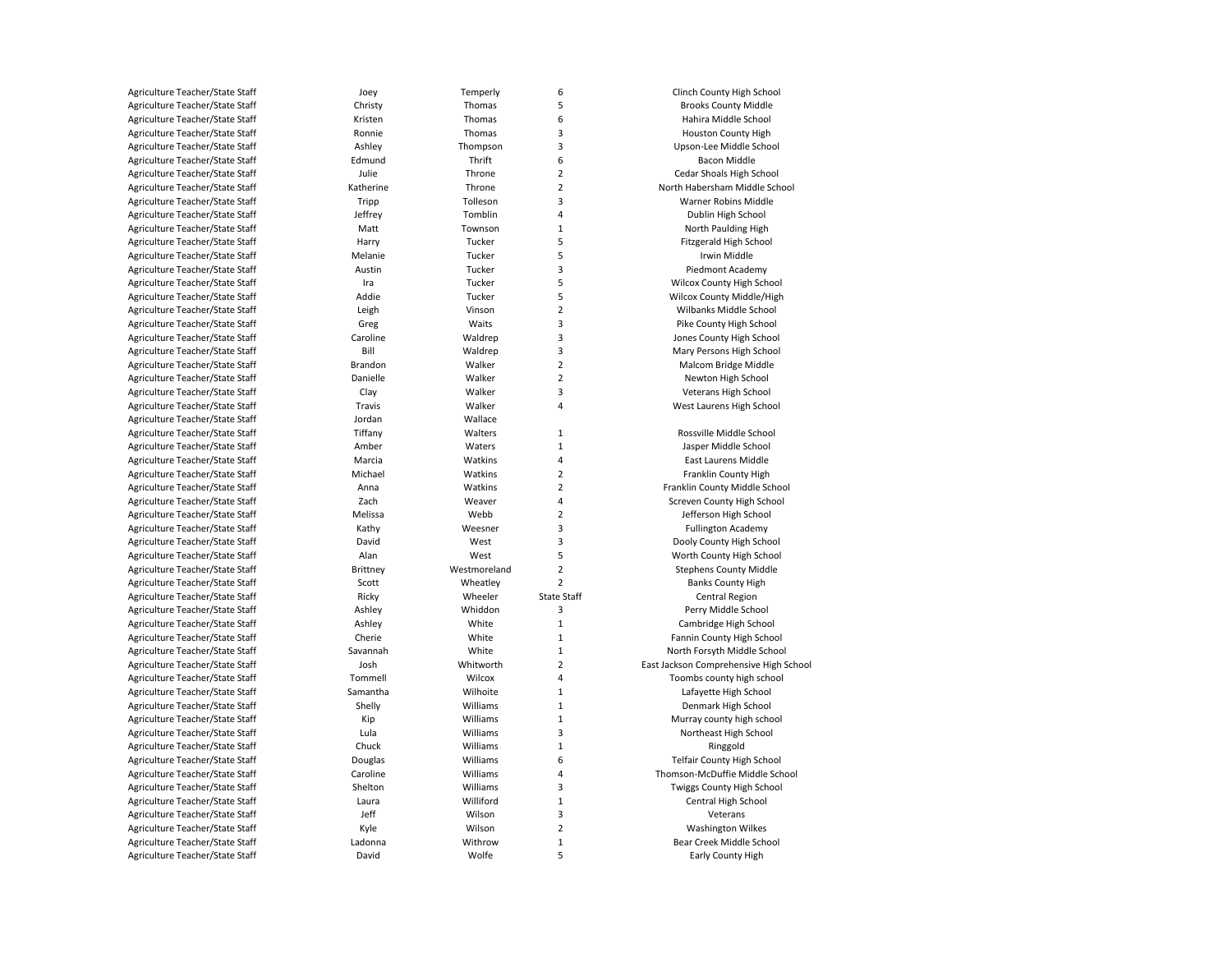| | | | | |
|---|---|---|---|---|
| Agriculture Teacher/State Staff | Joey | Temperly | 6 | Clinch County High School |
| Agriculture Teacher/State Staff | Christy | Thomas | 5 | Brooks County Middle |
| Agriculture Teacher/State Staff | Kristen | Thomas | 6 | Hahira Middle School |
| Agriculture Teacher/State Staff | Ronnie | Thomas | 3 | Houston County High |
| Agriculture Teacher/State Staff | Ashley | Thompson | 3 | Upson-Lee Middle School |
| Agriculture Teacher/State Staff | Edmund | Thrift | 6 | Bacon Middle |
| Agriculture Teacher/State Staff | Julie | Throne | 2 | Cedar Shoals High School |
| Agriculture Teacher/State Staff | Katherine | Throne | 2 | North Habersham Middle School |
| Agriculture Teacher/State Staff | Tripp | Tolleson | 3 | Warner Robins Middle |
| Agriculture Teacher/State Staff | Jeffrey | Tomblin | 4 | Dublin High School |
| Agriculture Teacher/State Staff | Matt | Townson | 1 | North Paulding High |
| Agriculture Teacher/State Staff | Harry | Tucker | 5 | Fitzgerald High School |
| Agriculture Teacher/State Staff | Melanie | Tucker | 5 | Irwin Middle |
| Agriculture Teacher/State Staff | Austin | Tucker | 3 | Piedmont Academy |
| Agriculture Teacher/State Staff | Ira | Tucker | 5 | Wilcox County High School |
| Agriculture Teacher/State Staff | Addie | Tucker | 5 | Wilcox County Middle/High |
| Agriculture Teacher/State Staff | Leigh | Vinson | 2 | Wilbanks Middle School |
| Agriculture Teacher/State Staff | Greg | Waits | 3 | Pike County High School |
| Agriculture Teacher/State Staff | Caroline | Waldrep | 3 | Jones County High School |
| Agriculture Teacher/State Staff | Bill | Waldrep | 3 | Mary Persons High School |
| Agriculture Teacher/State Staff | Brandon | Walker | 2 | Malcom Bridge Middle |
| Agriculture Teacher/State Staff | Danielle | Walker | 2 | Newton High School |
| Agriculture Teacher/State Staff | Clay | Walker | 3 | Veterans High School |
| Agriculture Teacher/State Staff | Travis | Walker | 4 | West Laurens High School |
| Agriculture Teacher/State Staff | Jordan | Wallace | | |
| Agriculture Teacher/State Staff | Tiffany | Walters | 1 | Rossville Middle School |
| Agriculture Teacher/State Staff | Amber | Waters | 1 | Jasper Middle School |
| Agriculture Teacher/State Staff | Marcia | Watkins | 4 | East Laurens Middle |
| Agriculture Teacher/State Staff | Michael | Watkins | 2 | Franklin County High |
| Agriculture Teacher/State Staff | Anna | Watkins | 2 | Franklin County Middle School |
| Agriculture Teacher/State Staff | Zach | Weaver | 4 | Screven County High School |
| Agriculture Teacher/State Staff | Melissa | Webb | 2 | Jefferson High School |
| Agriculture Teacher/State Staff | Kathy | Weesner | 3 | Fullington Academy |
| Agriculture Teacher/State Staff | David | West | 3 | Dooly County High School |
| Agriculture Teacher/State Staff | Alan | West | 5 | Worth County High School |
| Agriculture Teacher/State Staff | Brittney | Westmoreland | 2 | Stephens County Middle |
| Agriculture Teacher/State Staff | Scott | Wheatley | 2 | Banks County High |
| Agriculture Teacher/State Staff | Ricky | Wheeler | State Staff | Central Region |
| Agriculture Teacher/State Staff | Ashley | Whiddon | 3 | Perry Middle School |
| Agriculture Teacher/State Staff | Ashley | White | 1 | Cambridge High School |
| Agriculture Teacher/State Staff | Cherie | White | 1 | Fannin County High School |
| Agriculture Teacher/State Staff | Savannah | White | 1 | North Forsyth Middle School |
| Agriculture Teacher/State Staff | Josh | Whitworth | 2 | East Jackson Comprehensive High School |
| Agriculture Teacher/State Staff | Tommell | Wilcox | 4 | Toombs county high school |
| Agriculture Teacher/State Staff | Samantha | Wilhoite | 1 | Lafayette High School |
| Agriculture Teacher/State Staff | Shelly | Williams | 1 | Denmark High School |
| Agriculture Teacher/State Staff | Kip | Williams | 1 | Murray county high school |
| Agriculture Teacher/State Staff | Lula | Williams | 3 | Northeast High School |
| Agriculture Teacher/State Staff | Chuck | Williams | 1 | Ringgold |
| Agriculture Teacher/State Staff | Douglas | Williams | 6 | Telfair County High School |
| Agriculture Teacher/State Staff | Caroline | Williams | 4 | Thomson-McDuffie Middle School |
| Agriculture Teacher/State Staff | Shelton | Williams | 3 | Twiggs County High School |
| Agriculture Teacher/State Staff | Laura | Williford | 1 | Central High School |
| Agriculture Teacher/State Staff | Jeff | Wilson | 3 | Veterans |
| Agriculture Teacher/State Staff | Kyle | Wilson | 2 | Washington Wilkes |
| Agriculture Teacher/State Staff | Ladonna | Withrow | 1 | Bear Creek Middle School |
| Agriculture Teacher/State Staff | David | Wolfe | 5 | Early County High |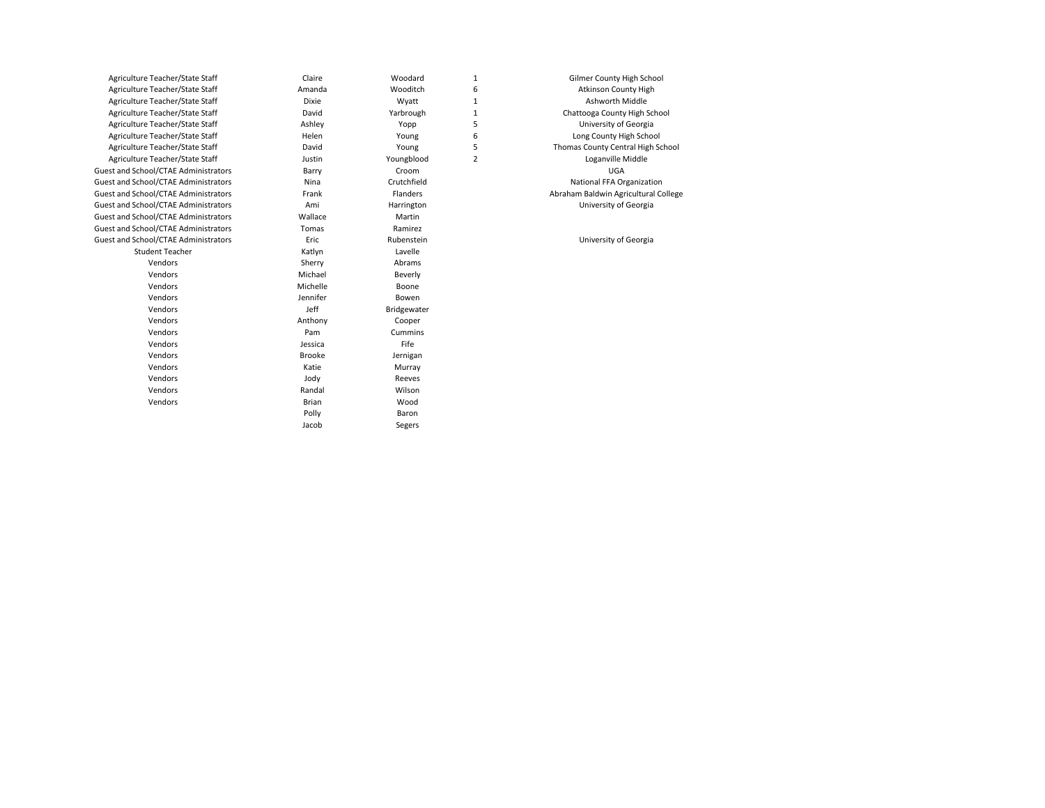| | | | | |
|---|---|---|---|---|
| Agriculture Teacher/State Staff | Claire | Woodard | 1 | Gilmer County High School |
| Agriculture Teacher/State Staff | Amanda | Wooditch | 6 | Atkinson County High |
| Agriculture Teacher/State Staff | Dixie | Wyatt | 1 | Ashworth Middle |
| Agriculture Teacher/State Staff | David | Yarbrough | 1 | Chattooga County High School |
| Agriculture Teacher/State Staff | Ashley | Yopp | 5 | University of Georgia |
| Agriculture Teacher/State Staff | Helen | Young | 6 | Long County High School |
| Agriculture Teacher/State Staff | David | Young | 5 | Thomas County Central High School |
| Agriculture Teacher/State Staff | Justin | Youngblood | 2 | Loganville Middle |
| Guest and School/CTAE Administrators | Barry | Croom | | UGA |
| Guest and School/CTAE Administrators | Nina | Crutchfield | | National FFA Organization |
| Guest and School/CTAE Administrators | Frank | Flanders | | Abraham Baldwin Agricultural College |
| Guest and School/CTAE Administrators | Ami | Harrington | | University of Georgia |
| Guest and School/CTAE Administrators | Wallace | Martin | | |
| Guest and School/CTAE Administrators | Tomas | Ramirez | | |
| Guest and School/CTAE Administrators | Eric | Rubenstein | | University of Georgia |
| Student Teacher | Katlyn | Lavelle | | |
| Vendors | Sherry | Abrams | | |
| Vendors | Michael | Beverly | | |
| Vendors | Michelle | Boone | | |
| Vendors | Jennifer | Bowen | | |
| Vendors | Jeff | Bridgewater | | |
| Vendors | Anthony | Cooper | | |
| Vendors | Pam | Cummins | | |
| Vendors | Jessica | Fife | | |
| Vendors | Brooke | Jernigan | | |
| Vendors | Katie | Murray | | |
| Vendors | Jody | Reeves | | |
| Vendors | Randal | Wilson | | |
| Vendors | Brian | Wood | | |
| | Polly | Baron | | |
| | Jacob | Segers | | |